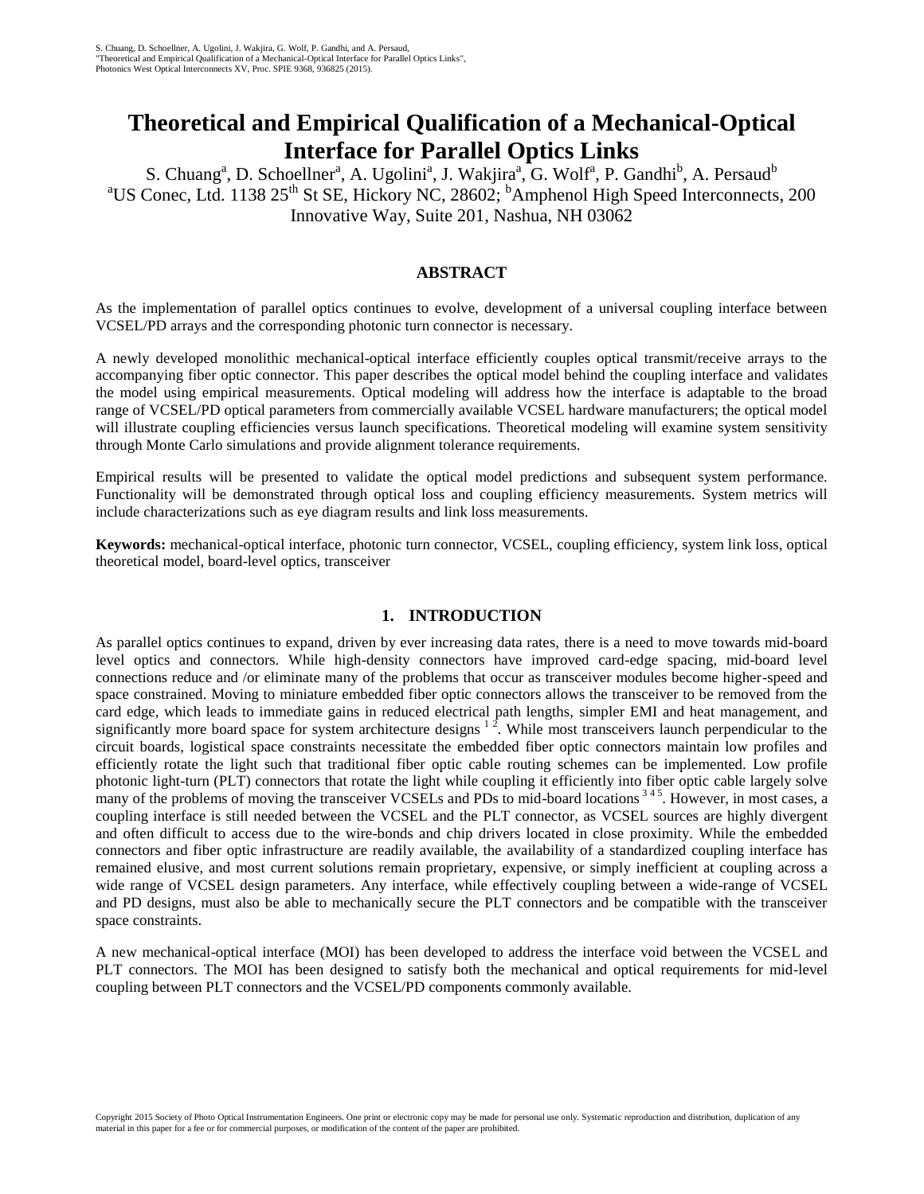S. Chuang, D. Schoellner, A. Ugolini, J. Wakjira, G. Wolf, P. Gandhi, and A. Persaud,
"Theoretical and Empirical Qualification of a Mechanical-Optical Interface for Parallel Optics Links",
Photonics West Optical Interconnects XV, Proc. SPIE 9368, 936825 (2015).

# Theoretical and Empirical Qualification of a Mechanical-Optical Interface for Parallel Optics Links

S. Chuang[a], D. Schoellner[a], A. Ugolini[a], J. Wakjira[a], G. Wolf[a], P. Gandhi[b], A. Persaud[b]
[a]US Conec, Ltd. 1138 25th St SE, Hickory NC, 28602; [b]Amphenol High Speed Interconnects, 200 Innovative Way, Suite 201, Nashua, NH 03062

## ABSTRACT

As the implementation of parallel optics continues to evolve, development of a universal coupling interface between VCSEL/PD arrays and the corresponding photonic turn connector is necessary.

A newly developed monolithic mechanical-optical interface efficiently couples optical transmit/receive arrays to the accompanying fiber optic connector. This paper describes the optical model behind the coupling interface and validates the model using empirical measurements. Optical modeling will address how the interface is adaptable to the broad range of VCSEL/PD optical parameters from commercially available VCSEL hardware manufacturers; the optical model will illustrate coupling efficiencies versus launch specifications. Theoretical modeling will examine system sensitivity through Monte Carlo simulations and provide alignment tolerance requirements.

Empirical results will be presented to validate the optical model predictions and subsequent system performance. Functionality will be demonstrated through optical loss and coupling efficiency measurements. System metrics will include characterizations such as eye diagram results and link loss measurements.

**Keywords:** mechanical-optical interface, photonic turn connector, VCSEL, coupling efficiency, system link loss, optical theoretical model, board-level optics, transceiver

## 1. INTRODUCTION

As parallel optics continues to expand, driven by ever increasing data rates, there is a need to move towards mid-board level optics and connectors. While high-density connectors have improved card-edge spacing, mid-board level connections reduce and /or eliminate many of the problems that occur as transceiver modules become higher-speed and space constrained. Moving to miniature embedded fiber optic connectors allows the transceiver to be removed from the card edge, which leads to immediate gains in reduced electrical path lengths, simpler EMI and heat management, and significantly more board space for system architecture designs [1,2]. While most transceivers launch perpendicular to the circuit boards, logistical space constraints necessitate the embedded fiber optic connectors maintain low profiles and efficiently rotate the light such that traditional fiber optic cable routing schemes can be implemented. Low profile photonic light-turn (PLT) connectors that rotate the light while coupling it efficiently into fiber optic cable largely solve many of the problems of moving the transceiver VCSELs and PDs to mid-board locations [3,4,5]. However, in most cases, a coupling interface is still needed between the VCSEL and the PLT connector, as VCSEL sources are highly divergent and often difficult to access due to the wire-bonds and chip drivers located in close proximity. While the embedded connectors and fiber optic infrastructure are readily available, the availability of a standardized coupling interface has remained elusive, and most current solutions remain proprietary, expensive, or simply inefficient at coupling across a wide range of VCSEL design parameters. Any interface, while effectively coupling between a wide-range of VCSEL and PD designs, must also be able to mechanically secure the PLT connectors and be compatible with the transceiver space constraints.

A new mechanical-optical interface (MOI) has been developed to address the interface void between the VCSEL and PLT connectors. The MOI has been designed to satisfy both the mechanical and optical requirements for mid-level coupling between PLT connectors and the VCSEL/PD components commonly available.

Copyright 2015 Society of Photo Optical Instrumentation Engineers. One print or electronic copy may be made for personal use only. Systematic reproduction and distribution, duplication of any material in this paper for a fee or for commercial purposes, or modification of the content of the paper are prohibited.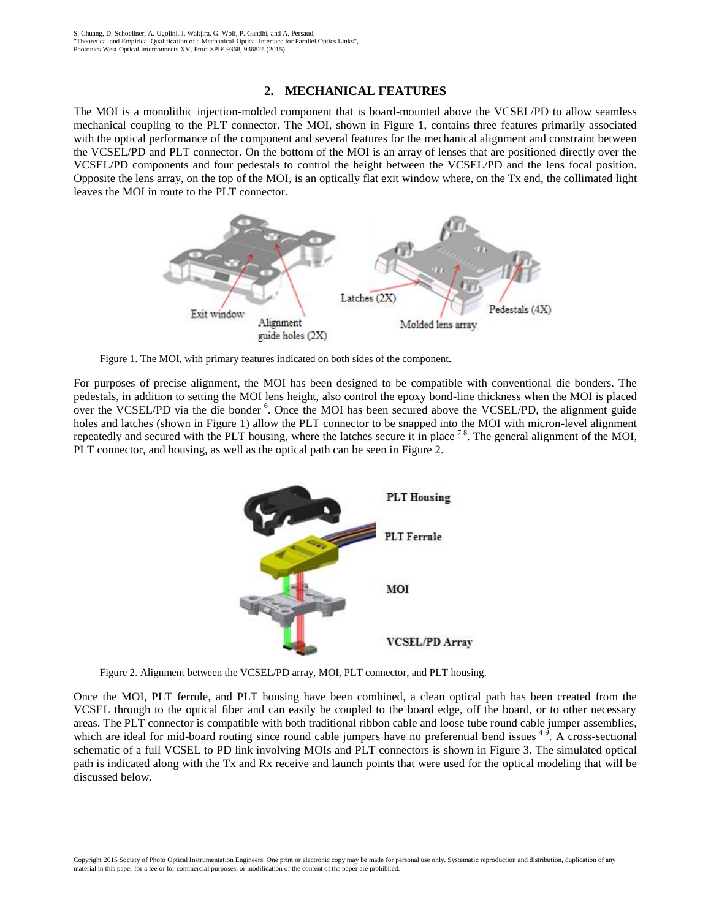## 2. MECHANICAL FEATURES

The MOI is a monolithic injection-molded component that is board-mounted above the VCSEL/PD to allow seamless mechanical coupling to the PLT connector. The MOI, shown in Figure 1, contains three features primarily associated with the optical performance of the component and several features for the mechanical alignment and constraint between the VCSEL/PD and PLT connector. On the bottom of the MOI is an array of lenses that are positioned directly over the VCSEL/PD components and four pedestals to control the height between the VCSEL/PD and the lens focal position. Opposite the lens array, on the top of the MOI, is an optically flat exit window where, on the Tx end, the collimated light leaves the MOI in route to the PLT connector.

Figure 1. The MOI, with primary features indicated on both sides of the component.

For purposes of precise alignment, the MOI has been designed to be compatible with conventional die bonders. The pedestals, in addition to setting the MOI lens height, also control the epoxy bond-line thickness when the MOI is placed over the VCSEL/PD via the die bonder [6]. Once the MOI has been secured above the VCSEL/PD, the alignment guide holes and latches (shown in Figure 1) allow the PLT connector to be snapped into the MOI with micron-level alignment repeatedly and secured with the PLT housing, where the latches secure it in place [7,8]. The general alignment of the MOI, PLT connector, and housing, as well as the optical path can be seen in Figure 2.

Figure 2. Alignment between the VCSEL/PD array, MOI, PLT connector, and PLT housing.

Once the MOI, PLT ferrule, and PLT housing have been combined, a clean optical path has been created from the VCSEL through to the optical fiber and can easily be coupled to the board edge, off the board, or to other necessary areas. The PLT connector is compatible with both traditional ribbon cable and loose tube round cable jumper assemblies, which are ideal for mid-board routing since round cable jumpers have no preferential bend issues [4,9]. A cross-sectional schematic of a full VCSEL to PD link involving MOIs and PLT connectors is shown in Figure 3. The simulated optical path is indicated along with the Tx and Rx receive and launch points that were used for the optical modeling that will be discussed below.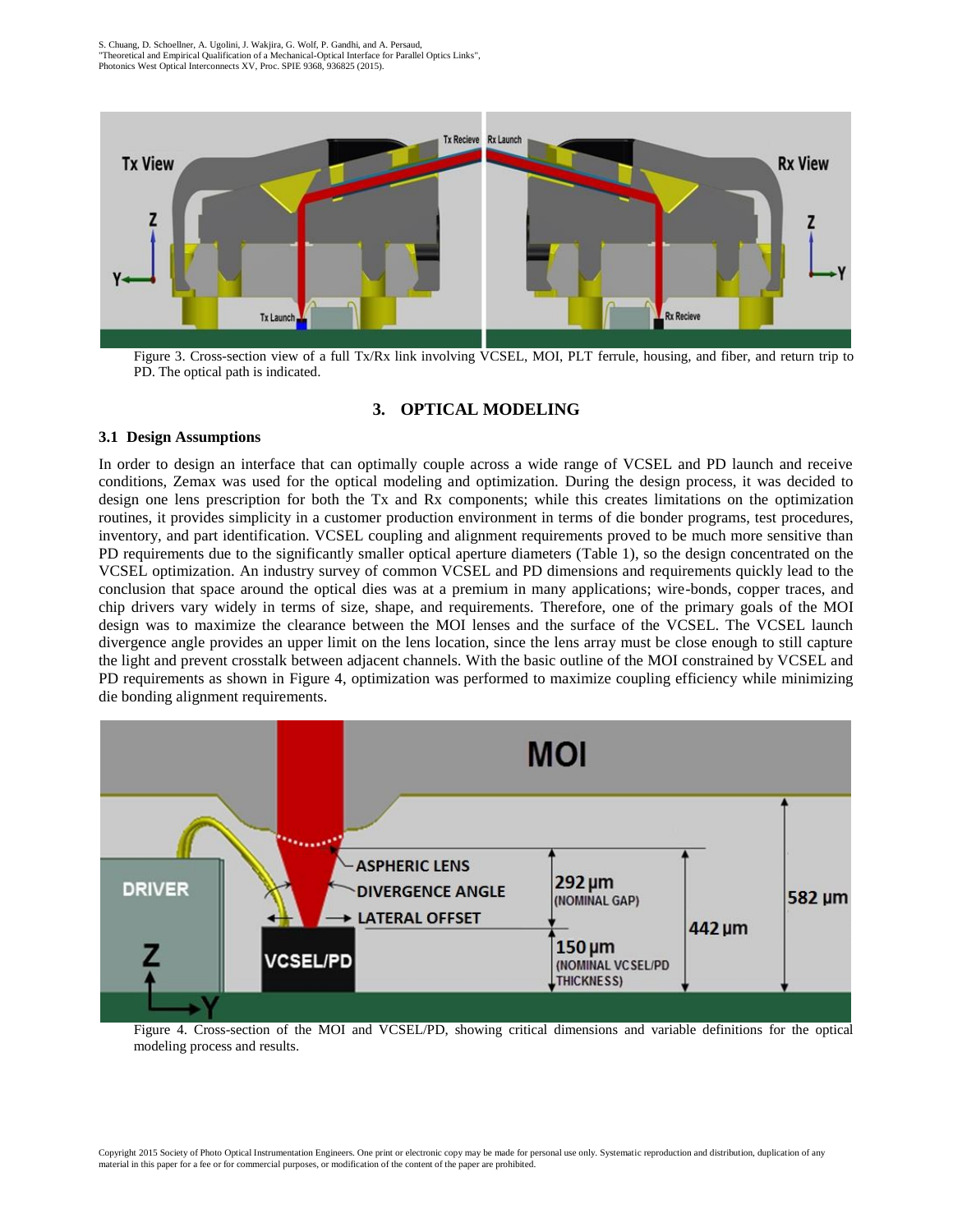Figure 3. Cross-section view of a full Tx/Rx link involving VCSEL, MOI, PLT ferrule, housing, and fiber, and return trip to PD. The optical path is indicated.

## 3. OPTICAL MODELING

### 3.1 Design Assumptions

In order to design an interface that can optimally couple across a wide range of VCSEL and PD launch and receive conditions, Zemax was used for the optical modeling and optimization. During the design process, it was decided to design one lens prescription for both the Tx and Rx components; while this creates limitations on the optimization routines, it provides simplicity in a customer production environment in terms of die bonder programs, test procedures, inventory, and part identification. VCSEL coupling and alignment requirements proved to be much more sensitive than PD requirements due to the significantly smaller optical aperture diameters (Table 1), so the design concentrated on the VCSEL optimization. An industry survey of common VCSEL and PD dimensions and requirements quickly lead to the conclusion that space around the optical dies was at a premium in many applications; wire-bonds, copper traces, and chip drivers vary widely in terms of size, shape, and requirements. Therefore, one of the primary goals of the MOI design was to maximize the clearance between the MOI lenses and the surface of the VCSEL. The VCSEL launch divergence angle provides an upper limit on the lens location, since the lens array must be close enough to still capture the light and prevent crosstalk between adjacent channels. With the basic outline of the MOI constrained by VCSEL and PD requirements as shown in Figure 4, optimization was performed to maximize coupling efficiency while minimizing die bonding alignment requirements.

Figure 4. Cross-section of the MOI and VCSEL/PD, showing critical dimensions and variable definitions for the optical modeling process and results.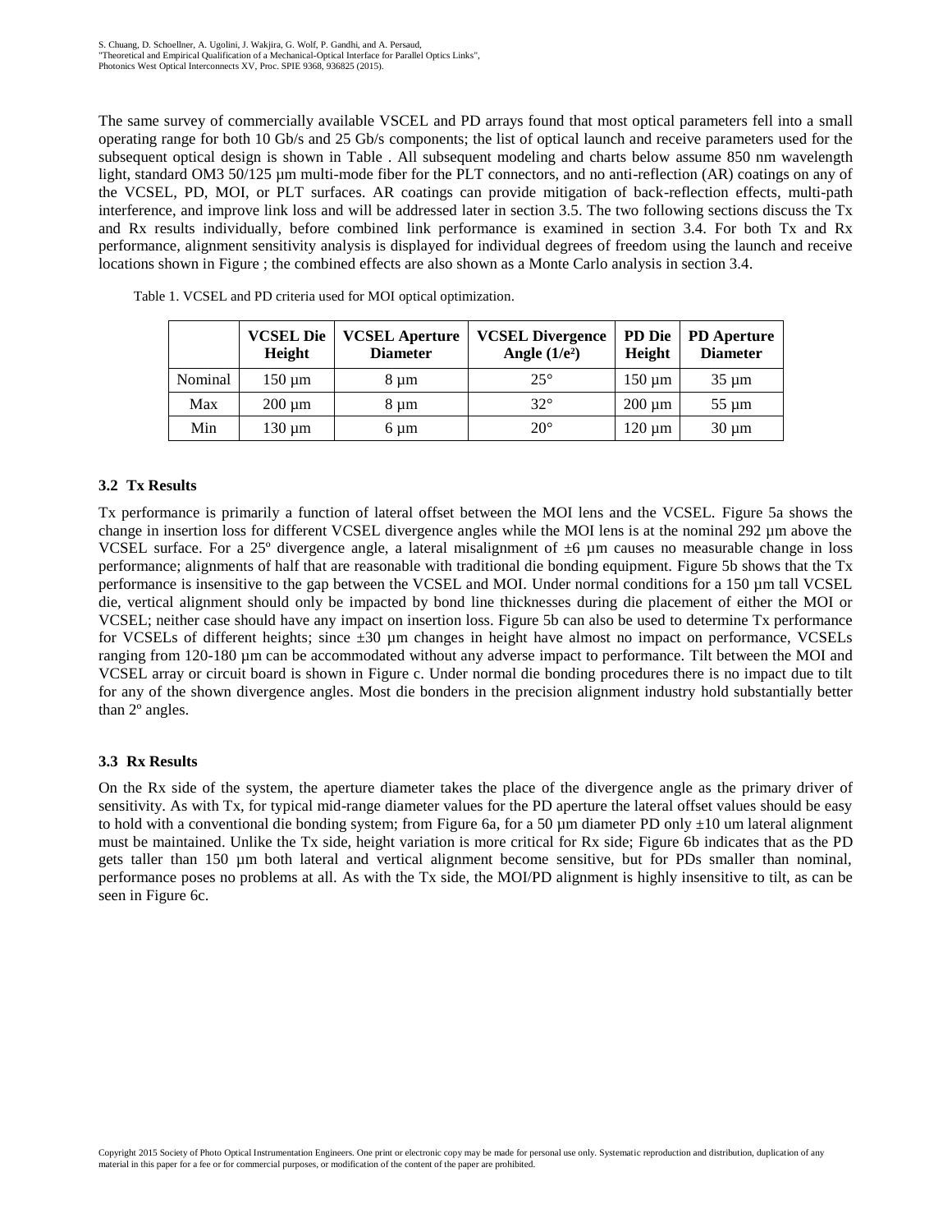The same survey of commercially available VSCEL and PD arrays found that most optical parameters fell into a small operating range for both 10 Gb/s and 25 Gb/s components; the list of optical launch and receive parameters used for the subsequent optical design is shown in Table . All subsequent modeling and charts below assume 850 nm wavelength light, standard OM3 50/125 µm multi-mode fiber for the PLT connectors, and no anti-reflection (AR) coatings on any of the VCSEL, PD, MOI, or PLT surfaces. AR coatings can provide mitigation of back-reflection effects, multi-path interference, and improve link loss and will be addressed later in section 3.5. The two following sections discuss the Tx and Rx results individually, before combined link performance is examined in section 3.4. For both Tx and Rx performance, alignment sensitivity analysis is displayed for individual degrees of freedom using the launch and receive locations shown in Figure ; the combined effects are also shown as a Monte Carlo analysis in section 3.4.

Table 1. VCSEL and PD criteria used for MOI optical optimization.

| | VCSEL Die Height | VCSEL Aperture Diameter | VCSEL Divergence Angle ($1/e^2$) | PD Die Height | PD Aperture Diameter |
|---|---|---|---|---|---|
| Nominal | 150 µm | 8 µm | 25° | 150 µm | 35 µm |
| Max | 200 µm | 8 µm | 32° | 200 µm | 55 µm |
| Min | 130 µm | 6 µm | 20° | 120 µm | 30 µm |

### 3.2 Tx Results

Tx performance is primarily a function of lateral offset between the MOI lens and the VCSEL. Figure 5a shows the change in insertion loss for different VCSEL divergence angles while the MOI lens is at the nominal 292 µm above the VCSEL surface. For a 25º divergence angle, a lateral misalignment of ±6 µm causes no measurable change in loss performance; alignments of half that are reasonable with traditional die bonding equipment. Figure 5b shows that the Tx performance is insensitive to the gap between the VCSEL and MOI. Under normal conditions for a 150 µm tall VCSEL die, vertical alignment should only be impacted by bond line thicknesses during die placement of either the MOI or VCSEL; neither case should have any impact on insertion loss. Figure 5b can also be used to determine Tx performance for VCSELs of different heights; since ±30 µm changes in height have almost no impact on performance, VCSELs ranging from 120-180 µm can be accommodated without any adverse impact to performance. Tilt between the MOI and VCSEL array or circuit board is shown in Figure c. Under normal die bonding procedures there is no impact due to tilt for any of the shown divergence angles. Most die bonders in the precision alignment industry hold substantially better than 2º angles.

### 3.3 Rx Results

On the Rx side of the system, the aperture diameter takes the place of the divergence angle as the primary driver of sensitivity. As with Tx, for typical mid-range diameter values for the PD aperture the lateral offset values should be easy to hold with a conventional die bonding system; from Figure 6a, for a 50 µm diameter PD only ±10 um lateral alignment must be maintained. Unlike the Tx side, height variation is more critical for Rx side; Figure 6b indicates that as the PD gets taller than 150 µm both lateral and vertical alignment become sensitive, but for PDs smaller than nominal, performance poses no problems at all. As with the Tx side, the MOI/PD alignment is highly insensitive to tilt, as can be seen in Figure 6c.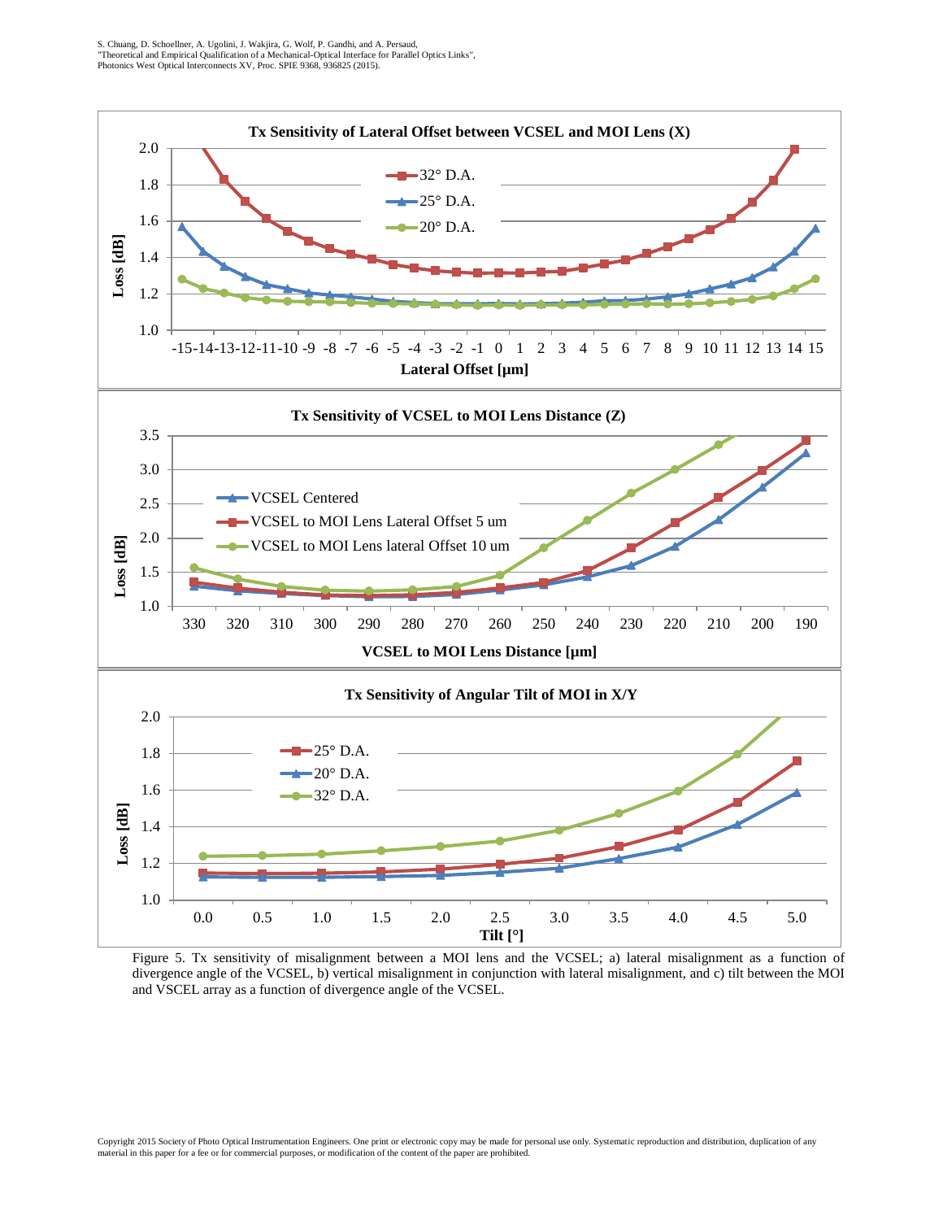Figure 5. Tx sensitivity of misalignment between a MOI lens and the VCSEL; a) lateral misalignment as a function of divergence angle of the VCSEL, b) vertical misalignment in conjunction with lateral misalignment, and c) tilt between the MOI and VSCEL array as a function of divergence angle of the VCSEL.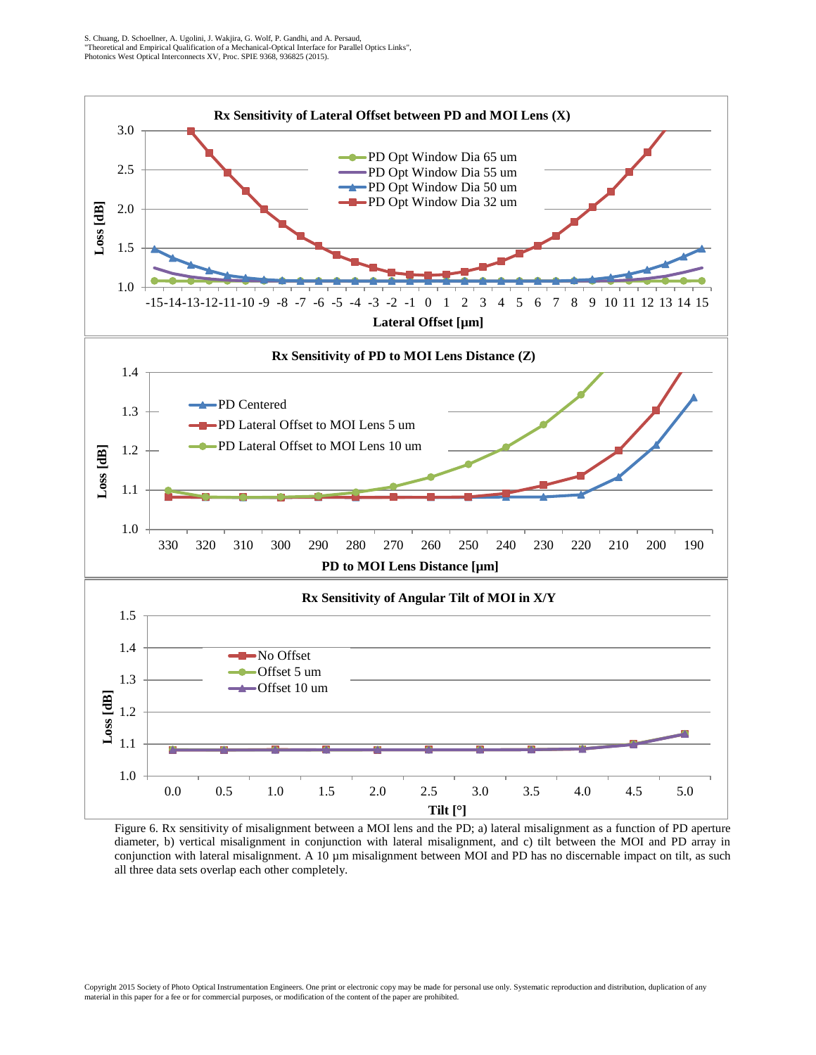Figure 6. Rx sensitivity of misalignment between a MOI lens and the PD; a) lateral misalignment as a function of PD aperture diameter, b) vertical misalignment in conjunction with lateral misalignment, and c) tilt between the MOI and PD array in conjunction with lateral misalignment. A 10 µm misalignment between MOI and PD has no discernable impact on tilt, as such all three data sets overlap each other completely.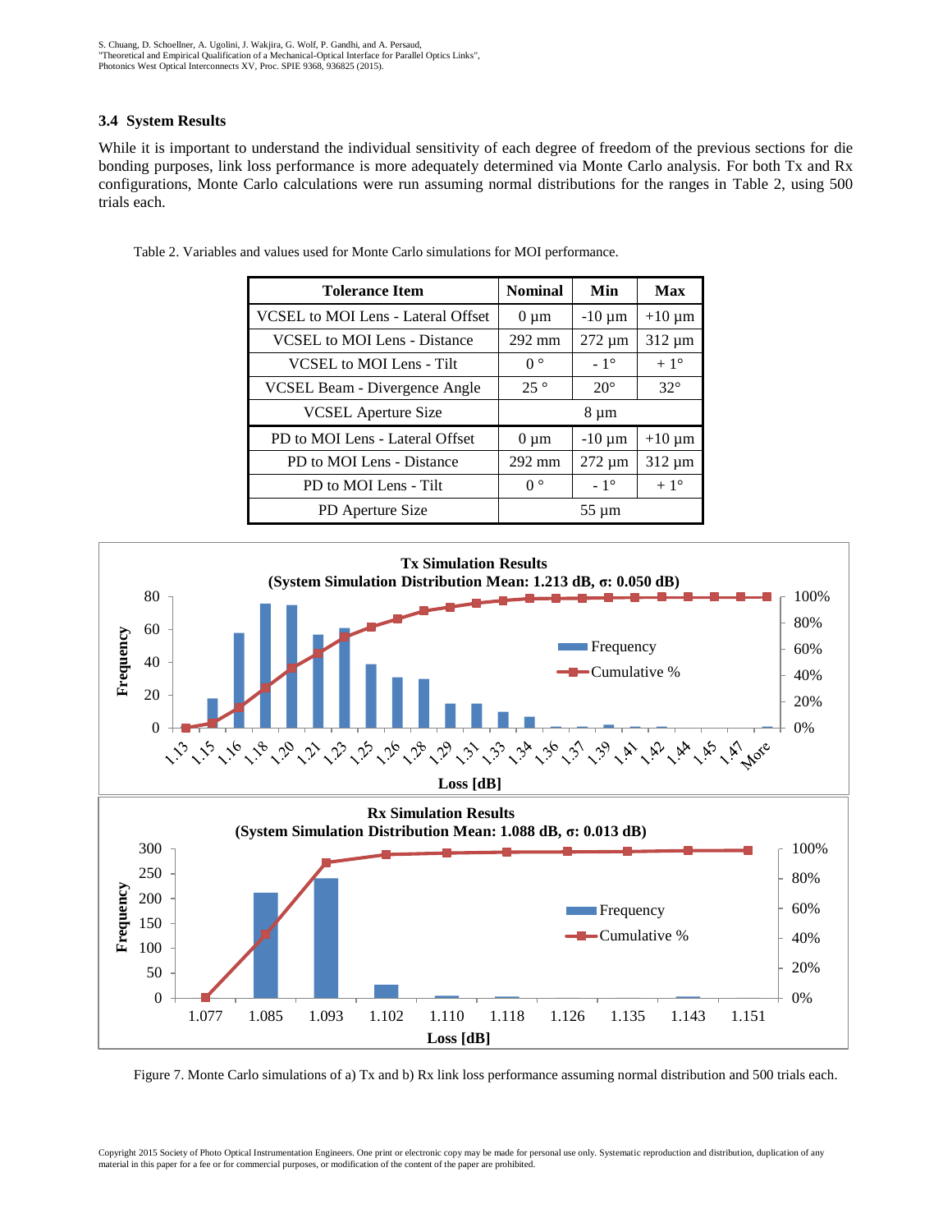### 3.4 System Results

While it is important to understand the individual sensitivity of each degree of freedom of the previous sections for die bonding purposes, link loss performance is more adequately determined via Monte Carlo analysis. For both Tx and Rx configurations, Monte Carlo calculations were run assuming normal distributions for the ranges in Table 2, using 500 trials each.

Table 2. Variables and values used for Monte Carlo simulations for MOI performance.

| Tolerance Item | Nominal | Min | Max |
|---|---|---|---|
| VCSEL to MOI Lens - Lateral Offset | 0 µm | -10 µm | +10 µm |
| VCSEL to MOI Lens - Distance | 292 mm | 272 µm | 312 µm |
| VCSEL to MOI Lens - Tilt | 0 ° | - 1° | + 1° |
| VCSEL Beam - Divergence Angle | 25 ° | 20° | 32° |
| VCSEL Aperture Size | 8 µm | | |
| PD to MOI Lens - Lateral Offset | 0 µm | -10 µm | +10 µm |
| PD to MOI Lens - Distance | 292 mm | 272 µm | 312 µm |
| PD to MOI Lens - Tilt | 0 ° | - 1° | + 1° |
| PD Aperture Size | 55 µm | | |

**Tx Simulation Results**
**(System Simulation Distribution Mean: 1.213 dB, σ: 0.050 dB)**

**Rx Simulation Results**
**(System Simulation Distribution Mean: 1.088 dB, σ: 0.013 dB)**

Figure 7. Monte Carlo simulations of a) Tx and b) Rx link loss performance assuming normal distribution and 500 trials each.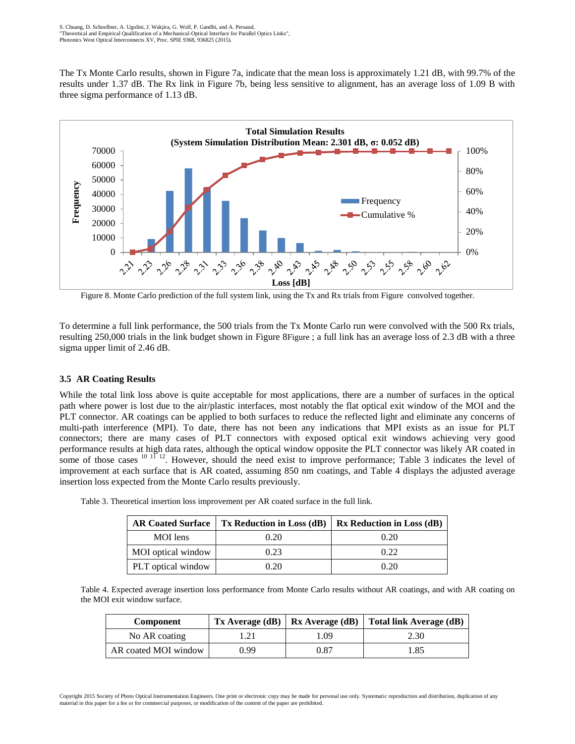The Tx Monte Carlo results, shown in Figure 7a, indicate that the mean loss is approximately 1.21 dB, with 99.7% of the results under 1.37 dB. The Rx link in Figure 7b, being less sensitive to alignment, has an average loss of 1.09 B with three sigma performance of 1.13 dB.

Figure 8. Monte Carlo prediction of the full system link, using the Tx and Rx trials from Figure convolved together.

To determine a full link performance, the 500 trials from the Tx Monte Carlo run were convolved with the 500 Rx trials, resulting 250,000 trials in the link budget shown in Figure 8Figure ; a full link has an average loss of 2.3 dB with a three sigma upper limit of 2.46 dB.

### 3.5 AR Coating Results

While the total link loss above is quite acceptable for most applications, there are a number of surfaces in the optical path where power is lost due to the air/plastic interfaces, most notably the flat optical exit window of the MOI and the PLT connector. AR coatings can be applied to both surfaces to reduce the reflected light and eliminate any concerns of multi-path interference (MPI). To date, there has not been any indications that MPI exists as an issue for PLT connectors; there are many cases of PLT connectors with exposed optical exit windows achieving very good performance results at high data rates, although the optical window opposite the PLT connector was likely AR coated in some of those cases [10 11 12]. However, should the need exist to improve performance; Table 3 indicates the level of improvement at each surface that is AR coated, assuming 850 nm coatings, and Table 4 displays the adjusted average insertion loss expected from the Monte Carlo results previously.

Table 3. Theoretical insertion loss improvement per AR coated surface in the full link.

| AR Coated Surface | Tx Reduction in Loss (dB) | Rx Reduction in Loss (dB) |
|---|---|---|
| MOI lens | 0.20 | 0.20 |
| MOI optical window | 0.23 | 0.22 |
| PLT optical window | 0.20 | 0.20 |

Table 4. Expected average insertion loss performance from Monte Carlo results without AR coatings, and with AR coating on the MOI exit window surface.

| Component | Tx Average (dB) | Rx Average (dB) | Total link Average (dB) |
|---|---|---|---|
| No AR coating | 1.21 | 1.09 | 2.30 |
| AR coated MOI window | 0.99 | 0.87 | 1.85 |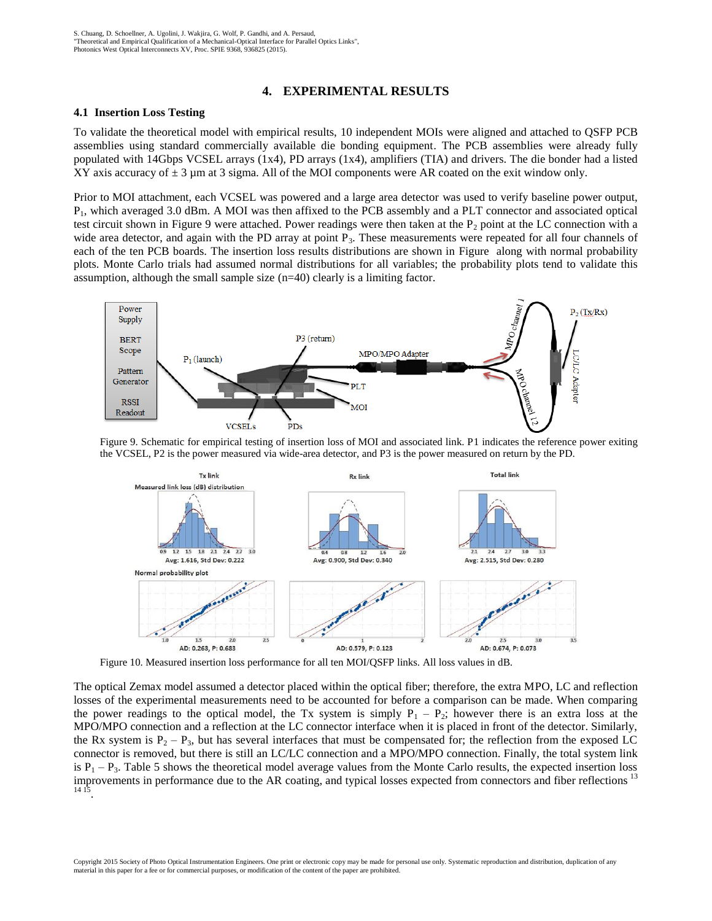## 4. EXPERIMENTAL RESULTS

### 4.1 Insertion Loss Testing

To validate the theoretical model with empirical results, 10 independent MOIs were aligned and attached to QSFP PCB assemblies using standard commercially available die bonding equipment. The PCB assemblies were already fully populated with 14Gbps VCSEL arrays (1x4), PD arrays (1x4), amplifiers (TIA) and drivers. The die bonder had a listed XY axis accuracy of ± 3 µm at 3 sigma. All of the MOI components were AR coated on the exit window only.

Prior to MOI attachment, each VCSEL was powered and a large area detector was used to verify baseline power output, $P_1$, which averaged 3.0 dBm. A MOI was then affixed to the PCB assembly and a PLT connector and associated optical test circuit shown in Figure 9 were attached. Power readings were then taken at the $P_2$ point at the LC connection with a wide area detector, and again with the PD array at point $P_3$. These measurements were repeated for all four channels of each of the ten PCB boards. The insertion loss results distributions are shown in Figure along with normal probability plots. Monte Carlo trials had assumed normal distributions for all variables; the probability plots tend to validate this assumption, although the small sample size (n=40) clearly is a limiting factor.

Figure 9. Schematic for empirical testing of insertion loss of MOI and associated link. P1 indicates the reference power exiting the VCSEL, P2 is the power measured via wide-area detector, and P3 is the power measured on return by the PD.

Figure 10. Measured insertion loss performance for all ten MOI/QSFP links. All loss values in dB.

The optical Zemax model assumed a detector placed within the optical fiber; therefore, the extra MPO, LC and reflection losses of the experimental measurements need to be accounted for before a comparison can be made. When comparing the power readings to the optical model, the Tx system is simply $P_1 – P_2$; however there is an extra loss at the MPO/MPO connection and a reflection at the LC connector interface when it is placed in front of the detector. Similarly, the Rx system is $P_2 – P_3$, but has several interfaces that must be compensated for; the reflection from the exposed LC connector is removed, but there is still an LC/LC connection and a MPO/MPO connection. Finally, the total system link is $P_1 – P_3$. Table 5 shows the theoretical model average values from the Monte Carlo results, the expected insertion loss improvements in performance due to the AR coating, and typical losses expected from connectors and fiber reflections [13 14 15].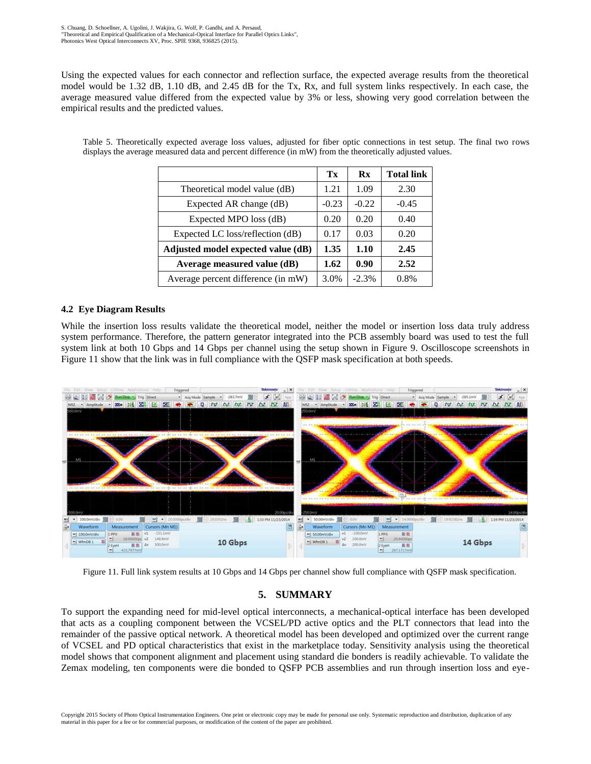Using the expected values for each connector and reflection surface, the expected average results from the theoretical model would be 1.32 dB, 1.10 dB, and 2.45 dB for the Tx, Rx, and full system links respectively. In each case, the average measured value differed from the expected value by 3% or less, showing very good correlation between the empirical results and the predicted values.

Table 5. Theoretically expected average loss values, adjusted for fiber optic connections in test setup. The final two rows displays the average measured data and percent difference (in mW) from the theoretically adjusted values.

| | Tx | Rx | Total link |
|---|---|---|---|
| Theoretical model value (dB) | 1.21 | 1.09 | 2.30 |
| Expected AR change (dB) | -0.23 | -0.22 | -0.45 |
| Expected MPO loss (dB) | 0.20 | 0.20 | 0.40 |
| Expected LC loss/reflection (dB) | 0.17 | 0.03 | 0.20 |
| **Adjusted model expected value (dB)** | **1.35** | **1.10** | **2.45** |
| **Average measured value (dB)** | **1.62** | **0.90** | **2.52** |
| Average percent difference (in mW) | 3.0% | -2.3% | 0.8% |

### 4.2 Eye Diagram Results

While the insertion loss results validate the theoretical model, neither the model or insertion loss data truly address system performance. Therefore, the pattern generator integrated into the PCB assembly board was used to test the full system link at both 10 Gbps and 14 Gbps per channel using the setup shown in Figure 9. Oscilloscope screenshots in Figure 11 show that the link was in full compliance with the QSFP mask specification at both speeds.

Figure 11. Full link system results at 10 Gbps and 14 Gbps per channel show full compliance with QSFP mask specification.

## 5. SUMMARY

To support the expanding need for mid-level optical interconnects, a mechanical-optical interface has been developed that acts as a coupling component between the VCSEL/PD active optics and the PLT connectors that lead into the remainder of the passive optical network. A theoretical model has been developed and optimized over the current range of VCSEL and PD optical characteristics that exist in the marketplace today. Sensitivity analysis using the theoretical model shows that component alignment and placement using standard die bonders is readily achievable. To validate the Zemax modeling, ten components were die bonded to QSFP PCB assemblies and run through insertion loss and eye-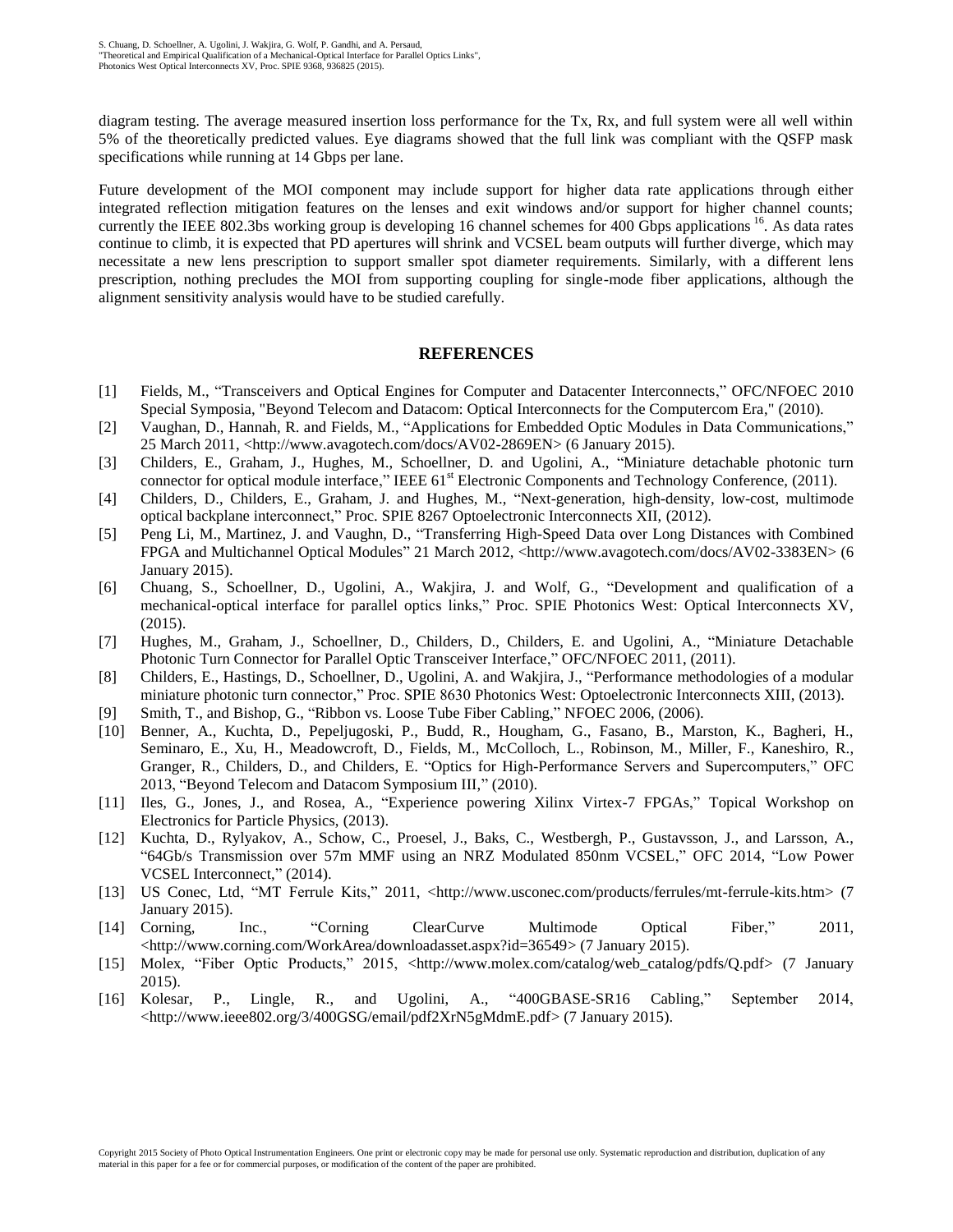diagram testing. The average measured insertion loss performance for the Tx, Rx, and full system were all well within 5% of the theoretically predicted values. Eye diagrams showed that the full link was compliant with the QSFP mask specifications while running at 14 Gbps per lane.

Future development of the MOI component may include support for higher data rate applications through either integrated reflection mitigation features on the lenses and exit windows and/or support for higher channel counts; currently the IEEE 802.3bs working group is developing 16 channel schemes for 400 Gbps applications [16]. As data rates continue to climb, it is expected that PD apertures will shrink and VCSEL beam outputs will further diverge, which may necessitate a new lens prescription to support smaller spot diameter requirements. Similarly, with a different lens prescription, nothing precludes the MOI from supporting coupling for single-mode fiber applications, although the alignment sensitivity analysis would have to be studied carefully.

## REFERENCES

[1] Fields, M., "Transceivers and Optical Engines for Computer and Datacenter Interconnects," OFC/NFOEC 2010 Special Symposia, "Beyond Telecom and Datacom: Optical Interconnects for the Computercom Era," (2010).

[2] Vaughan, D., Hannah, R. and Fields, M., "Applications for Embedded Optic Modules in Data Communications," 25 March 2011, <http://www.avagotech.com/docs/AV02-2869EN> (6 January 2015).

[3] Childers, E., Graham, J., Hughes, M., Schoellner, D. and Ugolini, A., "Miniature detachable photonic turn connector for optical module interface," IEEE 61st Electronic Components and Technology Conference, (2011).

[4] Childers, D., Childers, E., Graham, J. and Hughes, M., "Next-generation, high-density, low-cost, multimode optical backplane interconnect," Proc. SPIE 8267 Optoelectronic Interconnects XII, (2012).

[5] Peng Li, M., Martinez, J. and Vaughn, D., "Transferring High-Speed Data over Long Distances with Combined FPGA and Multichannel Optical Modules" 21 March 2012, <http://www.avagotech.com/docs/AV02-3383EN> (6 January 2015).

[6] Chuang, S., Schoellner, D., Ugolini, A., Wakjira, J. and Wolf, G., "Development and qualification of a mechanical-optical interface for parallel optics links," Proc. SPIE Photonics West: Optical Interconnects XV, (2015).

[7] Hughes, M., Graham, J., Schoellner, D., Childers, D., Childers, E. and Ugolini, A., "Miniature Detachable Photonic Turn Connector for Parallel Optic Transceiver Interface," OFC/NFOEC 2011, (2011).

[8] Childers, E., Hastings, D., Schoellner, D., Ugolini, A. and Wakjira, J., "Performance methodologies of a modular miniature photonic turn connector," Proc. SPIE 8630 Photonics West: Optoelectronic Interconnects XIII, (2013).

[9] Smith, T., and Bishop, G., "Ribbon vs. Loose Tube Fiber Cabling," NFOEC 2006, (2006).

[10] Benner, A., Kuchta, D., Pepeljugoski, P., Budd, R., Hougham, G., Fasano, B., Marston, K., Bagheri, H., Seminaro, E., Xu, H., Meadowcroft, D., Fields, M., McColloch, L., Robinson, M., Miller, F., Kaneshiro, R., Granger, R., Childers, D., and Childers, E. "Optics for High-Performance Servers and Supercomputers," OFC 2013, "Beyond Telecom and Datacom Symposium III," (2010).

[11] Iles, G., Jones, J., and Rosea, A., "Experience powering Xilinx Virtex-7 FPGAs," Topical Workshop on Electronics for Particle Physics, (2013).

[12] Kuchta, D., Rylyakov, A., Schow, C., Proesel, J., Baks, C., Westbergh, P., Gustavsson, J., and Larsson, A., "64Gb/s Transmission over 57m MMF using an NRZ Modulated 850nm VCSEL," OFC 2014, "Low Power VCSEL Interconnect," (2014).

[13] US Conec, Ltd, "MT Ferrule Kits," 2011, <http://www.usconec.com/products/ferrules/mt-ferrule-kits.htm> (7 January 2015).

[14] Corning, Inc., "Corning ClearCurve Multimode Optical Fiber," 2011, <http://www.corning.com/WorkArea/downloadasset.aspx?id=36549> (7 January 2015).

[15] Molex, "Fiber Optic Products," 2015, <http://www.molex.com/catalog/web_catalog/pdfs/Q.pdf> (7 January 2015).

[16] Kolesar, P., Lingle, R., and Ugolini, A., "400GBASE-SR16 Cabling," September 2014, <http://www.ieee802.org/3/400GSG/email/pdf2XrN5gMdmE.pdf> (7 January 2015).